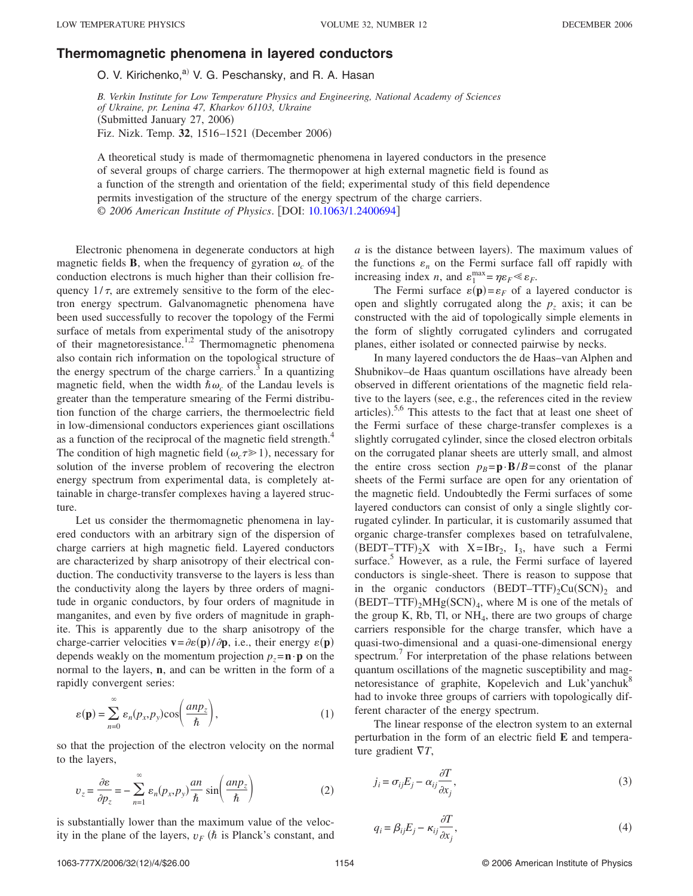# Thermomagnetic phenomena in layered conductors

O. V. Kirichenko,[a)] V. G. Peschansky, and R. A. Hasan

*B. Verkin Institute for Low Temperature Physics and Engineering, National Academy of Sciences of Ukraine, pr. Lenina 47, Kharkov 61103, Ukraine*
(Submitted January 27, 2006)
Fiz. Nizk. Temp. **32**, 1516–1521 (December 2006)

A theoretical study is made of thermomagnetic phenomena in layered conductors in the presence of several groups of charge carriers. The thermopower at high external magnetic field is found as a function of the strength and orientation of the field; experimental study of this field dependence permits investigation of the structure of the energy spectrum of the charge carriers. © *2006 American Institute of Physics*. [DOI: 10.1063/1.2400694]

Electronic phenomena in degenerate conductors at high magnetic fields $\mathbf{B}$, when the frequency of gyration $\omega_c$ of the conduction electrons is much higher than their collision frequency $1/\tau$, are extremely sensitive to the form of the electron energy spectrum. Galvanomagnetic phenomena have been used successfully to recover the topology of the Fermi surface of metals from experimental study of the anisotropy of their magnetoresistance.[1,2] Thermomagnetic phenomena also contain rich information on the topological structure of the energy spectrum of the charge carriers.[3] In a quantizing magnetic field, when the width $\hbar\omega_c$ of the Landau levels is greater than the temperature smearing of the Fermi distribution function of the charge carriers, the thermoelectric field in low-dimensional conductors experiences giant oscillations as a function of the reciprocal of the magnetic field strength.[4] The condition of high magnetic field ($\omega_c\tau \gg 1$), necessary for solution of the inverse problem of recovering the electron energy spectrum from experimental data, is completely attainable in charge-transfer complexes having a layered structure.

Let us consider the thermomagnetic phenomena in layered conductors with an arbitrary sign of the dispersion of charge carriers at high magnetic field. Layered conductors are characterized by sharp anisotropy of their electrical conduction. The conductivity transverse to the layers is less than the conductivity along the layers by three orders of magnitude in organic conductors, by four orders of magnitude in manganites, and even by five orders of magnitude in graphite. This is apparently due to the sharp anisotropy of the charge-carrier velocities $\mathbf{v}=\partial\varepsilon(\mathbf{p})/\partial\mathbf{p}$, i.e., their energy $\varepsilon(\mathbf{p})$ depends weakly on the momentum projection $p_z=\mathbf{n}\cdot\mathbf{p}$ on the normal to the layers, $\mathbf{n}$, and can be written in the form of a rapidly convergent series:

$$\varepsilon(\mathbf{p}) = \sum_{n=0}^{\infty} \varepsilon_n(p_x,p_y)\cos\left(\frac{anp_z}{\hbar}\right), \tag{1}$$

so that the projection of the electron velocity on the normal to the layers,

$$v_z = \frac{\partial\varepsilon}{\partial p_z} = -\sum_{n=1}^{\infty} \varepsilon_n(p_x,p_y)\frac{an}{\hbar}\sin\left(\frac{anp_z}{\hbar}\right) \tag{2}$$

is substantially lower than the maximum value of the velocity in the plane of the layers, $v_F$ ($\hbar$ is Planck's constant, and $a$ is the distance between layers). The maximum values of the functions $\varepsilon_n$ on the Fermi surface fall off rapidly with increasing index $n$, and $\varepsilon_1^{\max}=\eta\varepsilon_F \ll \varepsilon_F$.

The Fermi surface $\varepsilon(\mathbf{p})=\varepsilon_F$ of a layered conductor is open and slightly corrugated along the $p_z$ axis; it can be constructed with the aid of topologically simple elements in the form of slightly corrugated cylinders and corrugated planes, either isolated or connected pairwise by necks.

In many layered conductors the de Haas–van Alphen and Shubnikov–de Haas quantum oscillations have already been observed in different orientations of the magnetic field relative to the layers (see, e.g., the references cited in the review articles).[5,6] This attests to the fact that at least one sheet of the Fermi surface of these charge-transfer complexes is a slightly corrugated cylinder, since the closed electron orbitals on the corrugated planar sheets are utterly small, and almost the entire cross section $p_B=\mathbf{p}\cdot\mathbf{B}/B=\text{const}$ of the planar sheets of the Fermi surface are open for any orientation of the magnetic field. Undoubtedly the Fermi surfaces of some layered conductors can consist of only a single slightly corrugated cylinder. In particular, it is customarily assumed that organic charge-transfer complexes based on tetrafulvalene, $(\text{BEDT–TTF})_2\text{X}$ with $\text{X}=\text{IBr}_2$, $\text{I}_3$, have such a Fermi surface.[5] However, as a rule, the Fermi surface of layered conductors is single-sheet. There is reason to suppose that in the organic conductors $(\text{BEDT–TTF})_2\text{Cu(SCN)}_2$ and $(\text{BEDT–TTF})_2\text{MHg(SCN)}_4$, where M is one of the metals of the group K, Rb, Tl, or $\text{NH}_4$, there are two groups of charge carriers responsible for the charge transfer, which have a quasi-two-dimensional and a quasi-one-dimensional energy spectrum.[7] For interpretation of the phase relations between quantum oscillations of the magnetic susceptibility and magnetoresistance of graphite, Kopelevich and Luk'yanchuk[8] had to invoke three groups of carriers with topologically different character of the energy spectrum.

The linear response of the electron system to an external perturbation in the form of an electric field $\mathbf{E}$ and temperature gradient $\nabla T$,

$$j_i = \sigma_{ij}E_j - \alpha_{ij}\frac{\partial T}{\partial x_j}, \tag{3}$$

$$q_i = \beta_{ij}E_j - \kappa_{ij}\frac{\partial T}{\partial x_j}, \tag{4}$$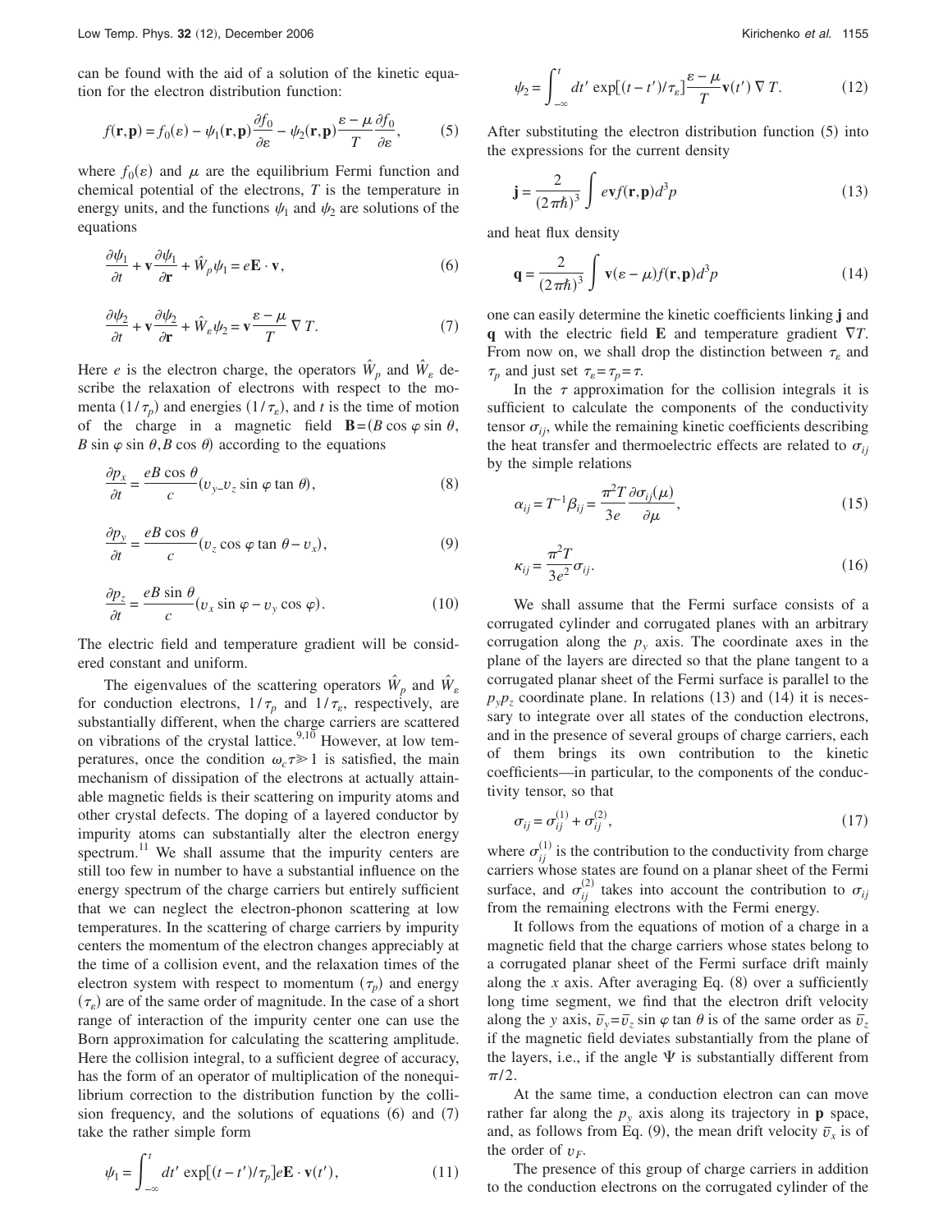can be found with the aid of a solution of the kinetic equation for the electron distribution function:

$$f(\mathbf{r},\mathbf{p}) = f_0(\varepsilon) - \psi_1(\mathbf{r},\mathbf{p})\frac{\partial f_0}{\partial \varepsilon} - \psi_2(\mathbf{r},\mathbf{p})\frac{\varepsilon - \mu}{T}\frac{\partial f_0}{\partial \varepsilon}, \tag{5}$$

where $f_0(\varepsilon)$ and $\mu$ are the equilibrium Fermi function and chemical potential of the electrons, $T$ is the temperature in energy units, and the functions $\psi_1$ and $\psi_2$ are solutions of the equations

$$\frac{\partial \psi_1}{\partial t} + \mathbf{v}\frac{\partial \psi_1}{\partial \mathbf{r}} + \hat{W}_p \psi_1 = e\mathbf{E}\cdot\mathbf{v}, \tag{6}$$

$$\frac{\partial \psi_2}{\partial t} + \mathbf{v}\frac{\partial \psi_2}{\partial \mathbf{r}} + \hat{W}_\varepsilon \psi_2 = \mathbf{v}\frac{\varepsilon - \mu}{T}\nabla T. \tag{7}$$

Here $e$ is the electron charge, the operators $\hat{W}_p$ and $\hat{W}_\varepsilon$ describe the relaxation of electrons with respect to the momenta $(1/\tau_p)$ and energies $(1/\tau_\varepsilon)$, and $t$ is the time of motion of the charge in a magnetic field $\mathbf{B} = (B\cos\varphi\sin\theta, B\sin\varphi\sin\theta, B\cos\theta)$ according to the equations

$$\frac{\partial p_x}{\partial t} = \frac{eB\cos\theta}{c}(v_y - v_z\sin\varphi\tan\theta), \tag{8}$$

$$\frac{\partial p_y}{\partial t} = \frac{eB\cos\theta}{c}(v_z\cos\varphi\tan\theta - v_x), \tag{9}$$

$$\frac{\partial p_z}{\partial t} = \frac{eB\sin\theta}{c}(v_x\sin\varphi - v_y\cos\varphi). \tag{10}$$

The electric field and temperature gradient will be considered constant and uniform.

The eigenvalues of the scattering operators $\hat{W}_p$ and $\hat{W}_\varepsilon$ for conduction electrons, $1/\tau_p$ and $1/\tau_\varepsilon$, respectively, are substantially different, when the charge carriers are scattered on vibrations of the crystal lattice.[9,10] However, at low temperatures, once the condition $\omega_c\tau \gg 1$ is satisfied, the main mechanism of dissipation of the electrons at actually attainable magnetic fields is their scattering on impurity atoms and other crystal defects. The doping of a layered conductor by impurity atoms can substantially alter the electron energy spectrum.[11] We shall assume that the impurity centers are still too few in number to have a substantial influence on the energy spectrum of the charge carriers but entirely sufficient that we can neglect the electron-phonon scattering at low temperatures. In the scattering of charge carriers by impurity centers the momentum of the electron changes appreciably at the time of a collision event, and the relaxation times of the electron system with respect to momentum $(\tau_p)$ and energy $(\tau_\varepsilon)$ are of the same order of magnitude. In the case of a short range of interaction of the impurity center one can use the Born approximation for calculating the scattering amplitude. Here the collision integral, to a sufficient degree of accuracy, has the form of an operator of multiplication of the nonequilibrium correction to the distribution function by the collision frequency, and the solutions of equations (6) and (7) take the rather simple form

$$\psi_1 = \int_{-\infty}^{t} dt' \exp[(t - t')/\tau_p] e\mathbf{E}\cdot\mathbf{v}(t'), \tag{11}$$

$$\psi_2 = \int_{-\infty}^{t} dt' \exp[(t - t')/\tau_\varepsilon]\frac{\varepsilon - \mu}{T}\mathbf{v}(t')\nabla T. \tag{12}$$

After substituting the electron distribution function (5) into the expressions for the current density

$$\mathbf{j} = \frac{2}{(2\pi\hbar)^3}\int e\mathbf{v}f(\mathbf{r},\mathbf{p})d^3p \tag{13}$$

and heat flux density

$$\mathbf{q} = \frac{2}{(2\pi\hbar)^3}\int \mathbf{v}(\varepsilon - \mu)f(\mathbf{r},\mathbf{p})d^3p \tag{14}$$

one can easily determine the kinetic coefficients linking $\mathbf{j}$ and $\mathbf{q}$ with the electric field $\mathbf{E}$ and temperature gradient $\nabla T$. From now on, we shall drop the distinction between $\tau_\varepsilon$ and $\tau_p$ and just set $\tau_\varepsilon = \tau_p = \tau$.

In the $\tau$ approximation for the collision integrals it is sufficient to calculate the components of the conductivity tensor $\sigma_{ij}$, while the remaining kinetic coefficients describing the heat transfer and thermoelectric effects are related to $\sigma_{ij}$ by the simple relations

$$\alpha_{ij} = T^{-1}\beta_{ij} = \frac{\pi^2 T}{3e}\frac{\partial \sigma_{ij}(\mu)}{\partial \mu}, \tag{15}$$

$$\kappa_{ij} = \frac{\pi^2 T}{3e^2}\sigma_{ij}. \tag{16}$$

We shall assume that the Fermi surface consists of a corrugated cylinder and corrugated planes with an arbitrary corrugation along the $p_y$ axis. The coordinate axes in the plane of the layers are directed so that the plane tangent to a corrugated planar sheet of the Fermi surface is parallel to the $p_y p_z$ coordinate plane. In relations (13) and (14) it is necessary to integrate over all states of the conduction electrons, and in the presence of several groups of charge carriers, each of them brings its own contribution to the kinetic coefficients—in particular, to the components of the conductivity tensor, so that

$$\sigma_{ij} = \sigma_{ij}^{(1)} + \sigma_{ij}^{(2)}, \tag{17}$$

where $\sigma_{ij}^{(1)}$ is the contribution to the conductivity from charge carriers whose states are found on a planar sheet of the Fermi surface, and $\sigma_{ij}^{(2)}$ takes into account the contribution to $\sigma_{ij}$ from the remaining electrons with the Fermi energy.

It follows from the equations of motion of a charge in a magnetic field that the charge carriers whose states belong to a corrugated planar sheet of the Fermi surface drift mainly along the $x$ axis. After averaging Eq. (8) over a sufficiently long time segment, we find that the electron drift velocity along the $y$ axis, $\bar{v}_y = \bar{v}_z \sin\varphi\tan\theta$ is of the same order as $\bar{v}_z$ if the magnetic field deviates substantially from the plane of the layers, i.e., if the angle $\Psi$ is substantially different from $\pi/2$.

At the same time, a conduction electron can can move rather far along the $p_y$ axis along its trajectory in $\mathbf{p}$ space, and, as follows from Eq. (9), the mean drift velocity $\bar{v}_x$ is of the order of $v_F$.

The presence of this group of charge carriers in addition to the conduction electrons on the corrugated cylinder of the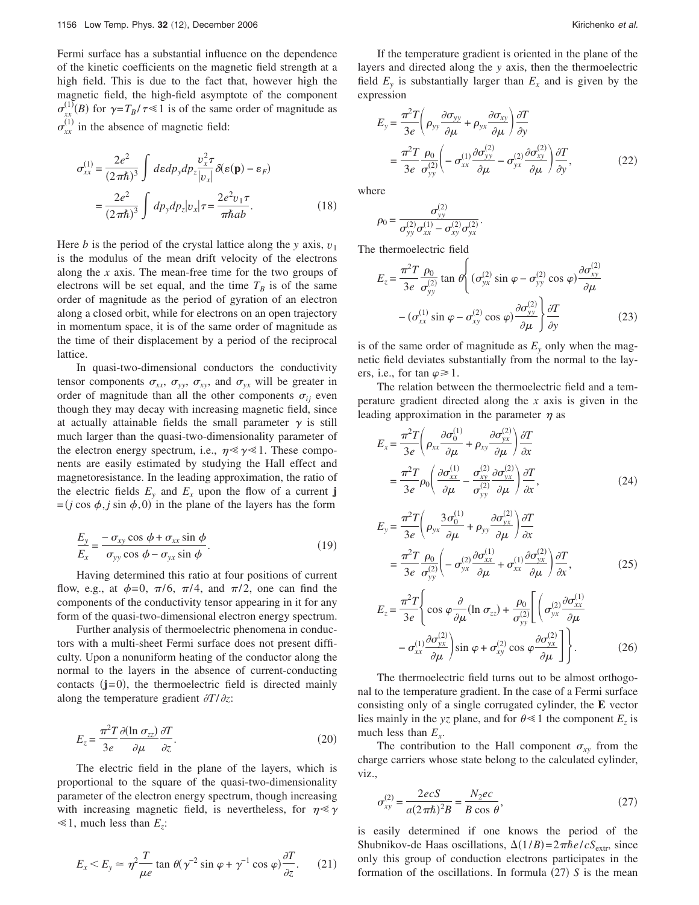Fermi surface has a substantial influence on the dependence of the kinetic coefficients on the magnetic field strength at a high field. This is due to the fact that, however high the magnetic field, the high-field asymptote of the component $\sigma_{xx}^{(1)}(B)$ for $\gamma = T_B/\tau \ll 1$ is of the same order of magnitude as $\sigma_{xx}^{(1)}$ in the absence of magnetic field:

$$\sigma_{xx}^{(1)} = \frac{2e^2}{(2\pi\hbar)^3} \int d\varepsilon dp_y dp_z \frac{v_x^2 \tau}{|v_x|} \delta(\varepsilon(\mathbf{p}) - \varepsilon_F)$$
$$= \frac{2e^2}{(2\pi\hbar)^3} \int dp_y dp_z |v_x| \tau = \frac{2e^2 v_1 \tau}{\pi\hbar ab}. \tag{18}$$

Here $b$ is the period of the crystal lattice along the $y$ axis, $v_1$ is the modulus of the mean drift velocity of the electrons along the $x$ axis. The mean-free time for the two groups of electrons will be set equal, and the time $T_B$ is of the same order of magnitude as the period of gyration of an electron along a closed orbit, while for electrons on an open trajectory in momentum space, it is of the same order of magnitude as the time of their displacement by a period of the reciprocal lattice.

In quasi-two-dimensional conductors the conductivity tensor components $\sigma_{xx}$, $\sigma_{yy}$, $\sigma_{xy}$, and $\sigma_{yx}$ will be greater in order of magnitude than all the other components $\sigma_{ij}$ even though they may decay with increasing magnetic field, since at actually attainable fields the small parameter $\gamma$ is still much larger than the quasi-two-dimensionality parameter of the electron energy spectrum, i.e., $\eta \ll \gamma \ll 1$. These components are easily estimated by studying the Hall effect and magnetoresistance. In the leading approximation, the ratio of the electric fields $E_y$ and $E_x$ upon the flow of a current $\mathbf{j} = (j\cos\phi, j\sin\phi, 0)$ in the plane of the layers has the form

$$\frac{E_y}{E_x} = \frac{-\sigma_{xy}\cos\phi + \sigma_{xx}\sin\phi}{\sigma_{yy}\cos\phi - \sigma_{yx}\sin\phi}. \tag{19}$$

Having determined this ratio at four positions of current flow, e.g., at $\phi = 0$, $\pi/6$, $\pi/4$, and $\pi/2$, one can find the components of the conductivity tensor appearing in it for any form of the quasi-two-dimensional electron energy spectrum.

Further analysis of thermoelectric phenomena in conductors with a multi-sheet Fermi surface does not present difficulty. Upon a nonuniform heating of the conductor along the normal to the layers in the absence of current-conducting contacts $(\mathbf{j} = 0)$, the thermoelectric field is directed mainly along the temperature gradient $\partial T/\partial z$:

$$E_z = \frac{\pi^2 T}{3e} \frac{\partial(\ln \sigma_{zz})}{\partial\mu} \frac{\partial T}{\partial z}. \tag{20}$$

The electric field in the plane of the layers, which is proportional to the square of the quasi-two-dimensionality parameter of the electron energy spectrum, though increasing with increasing magnetic field, is nevertheless, for $\eta \ll \gamma \ll 1$, much less than $E_z$:

$$E_x < E_y \simeq \eta^2 \frac{T}{\mu e} \tan\theta (\gamma^{-2}\sin\varphi + \gamma^{-1}\cos\varphi) \frac{\partial T}{\partial z}. \tag{21}$$

If the temperature gradient is oriented in the plane of the layers and directed along the $y$ axis, then the thermoelectric field $E_y$ is substantially larger than $E_x$ and is given by the expression

$$E_y = \frac{\pi^2 T}{3e}\left(\rho_{yy}\frac{\partial\sigma_{yy}}{\partial\mu} + \rho_{yx}\frac{\partial\sigma_{xy}}{\partial\mu}\right)\frac{\partial T}{\partial y}$$
$$= \frac{\pi^2 T}{3e}\frac{\rho_0}{\sigma_{yy}^{(2)}}\left(-\sigma_{xx}^{(1)}\frac{\partial\sigma_{yy}^{(2)}}{\partial\mu} - \sigma_{yx}^{(2)}\frac{\partial\sigma_{xy}^{(2)}}{\partial\mu}\right)\frac{\partial T}{\partial y}, \tag{22}$$

where

$$\rho_0 = \frac{\sigma_{yy}^{(2)}}{\sigma_{yy}^{(2)}\sigma_{xx}^{(1)} - \sigma_{xy}^{(2)}\sigma_{yx}^{(2)}}.$$

The thermoelectric field

$$E_z = \frac{\pi^2 T}{3e}\frac{\rho_0}{\sigma_{yy}^{(2)}}\tan\theta\left\{(\sigma_{yx}^{(2)}\sin\varphi - \sigma_{yy}^{(2)}\cos\varphi)\frac{\partial\sigma_{xy}^{(2)}}{\partial\mu} - (\sigma_{xx}^{(1)}\sin\varphi - \sigma_{xy}^{(2)}\cos\varphi)\frac{\partial\sigma_{yy}^{(2)}}{\partial\mu}\right\}\frac{\partial T}{\partial y} \tag{23}$$

is of the same order of magnitude as $E_y$ only when the magnetic field deviates substantially from the normal to the layers, i.e., for $\tan\varphi \geqslant 1$.

The relation between the thermoelectric field and a temperature gradient directed along the $x$ axis is given in the leading approximation in the parameter $\eta$ as

$$E_x = \frac{\pi^2 T}{3e}\left(\rho_{xx}\frac{\partial\sigma_0^{(1)}}{\partial\mu} + \rho_{xy}\frac{\partial\sigma_{yx}^{(2)}}{\partial\mu}\right)\frac{\partial T}{\partial x}$$
$$= \frac{\pi^2 T}{3e}\rho_0\left(\frac{\partial\sigma_{xx}^{(1)}}{\partial\mu} - \frac{\sigma_{xy}^{(2)}}{\sigma_{yy}^{(2)}}\frac{\partial\sigma_{yx}^{(2)}}{\partial\mu}\right)\frac{\partial T}{\partial x}, \tag{24}$$

$$E_y = \frac{\pi^2 T}{3e}\left(\rho_{yx}\frac{3\sigma_0^{(1)}}{\partial\mu} + \rho_{yy}\frac{\partial\sigma_{yx}^{(2)}}{\partial\mu}\right)\frac{\partial T}{\partial x}$$
$$= \frac{\pi^2 T}{3e}\frac{\rho_0}{\sigma_{yy}^{(2)}}\left(-\sigma_{yx}^{(2)}\frac{\partial\sigma_{xx}^{(1)}}{\partial\mu} + \sigma_{xx}^{(1)}\frac{\partial\sigma_{yx}^{(2)}}{\partial\mu}\right)\frac{\partial T}{\partial x}, \tag{25}$$

$$E_z = \frac{\pi^2 T}{3e}\left\{\cos\varphi\frac{\partial}{\partial\mu}(\ln\sigma_{zz}) + \frac{\rho_0}{\sigma_{yy}^{(2)}}\left[\left(\sigma_{yx}^{(2)}\frac{\partial\sigma_{xx}^{(1)}}{\partial\mu} - \sigma_{xx}^{(1)}\frac{\partial\sigma_{yx}^{(2)}}{\partial\mu}\right)\sin\varphi + \sigma_{xy}^{(2)}\cos\varphi\frac{\partial\sigma_{yx}^{(2)}}{\partial\mu}\right]\right\}. \tag{26}$$

The thermoelectric field turns out to be almost orthogonal to the temperature gradient. In the case of a Fermi surface consisting only of a single corrugated cylinder, the $\mathbf{E}$ vector lies mainly in the $yz$ plane, and for $\theta \ll 1$ the component $E_z$ is much less than $E_x$.

The contribution to the Hall component $\sigma_{xy}$ from the charge carriers whose state belong to the calculated cylinder, viz.,

$$\sigma_{xy}^{(2)} = \frac{2ecS}{a(2\pi\hbar)^2 B} = \frac{N_2 ec}{B\cos\theta}, \tag{27}$$

is easily determined if one knows the period of the Shubnikov-de Haas oscillations, $\Delta(1/B) = 2\pi\hbar e/cS_{\text{extr}}$, since only this group of conduction electrons participates in the formation of the oscillations. In formula (27) $S$ is the mean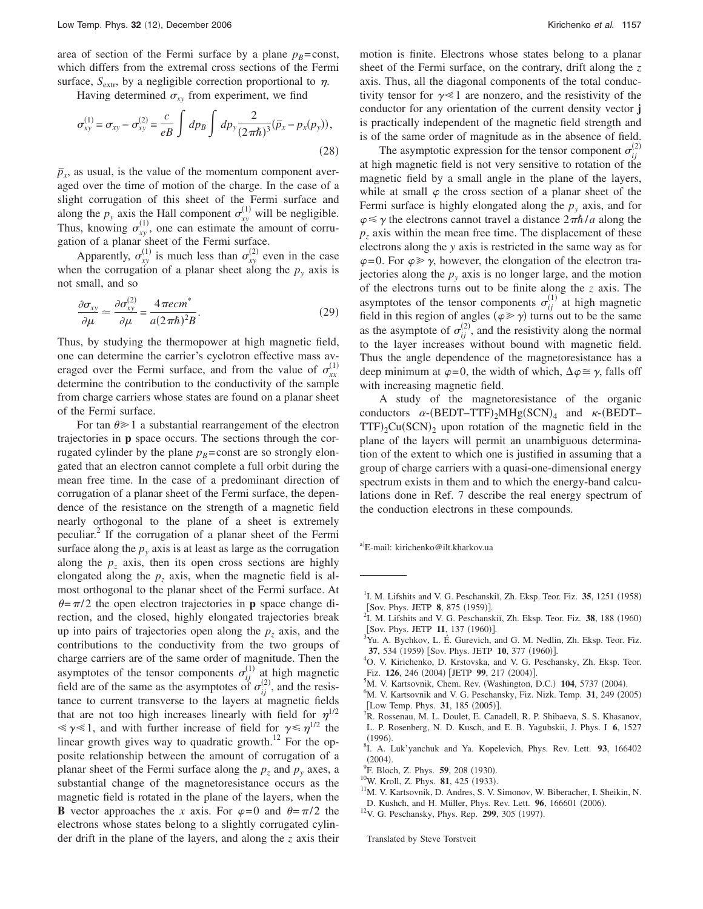area of section of the Fermi surface by a plane $p_B$=const, which differs from the extremal cross sections of the Fermi surface, $S_{\text{extr}}$, by a negligible correction proportional to $\eta$.

Having determined $\sigma_{xy}$ from experiment, we find

$$\sigma_{xy}^{(1)} = \sigma_{xy} - \sigma_{xy}^{(2)} = \frac{c}{eB} \int dp_B \int dp_y \frac{2}{(2\pi\hbar)^3} (\bar{p}_x - p_x(p_y)), \tag{28}$$

$\bar{p}_x$, as usual, is the value of the momentum component averaged over the time of motion of the charge. In the case of a slight corrugation of this sheet of the Fermi surface and along the $p_y$ axis the Hall component $\sigma_{xy}^{(1)}$ will be negligible. Thus, knowing $\sigma_{xy}^{(1)}$, one can estimate the amount of corrugation of a planar sheet of the Fermi surface.

Apparently, $\sigma_{xy}^{(1)}$ is much less than $\sigma_{xy}^{(2)}$ even in the case when the corrugation of a planar sheet along the $p_y$ axis is not small, and so

$$\frac{\partial \sigma_{xy}}{\partial \mu} \simeq \frac{\partial \sigma_{xy}^{(2)}}{\partial \mu} = \frac{4\pi ecm^*}{a(2\pi\hbar)^2 B}. \tag{29}$$

Thus, by studying the thermopower at high magnetic field, one can determine the carrier's cyclotron effective mass averaged over the Fermi surface, and from the value of $\sigma_{xx}^{(1)}$ determine the contribution to the conductivity of the sample from charge carriers whose states are found on a planar sheet of the Fermi surface.

For $\tan\theta \gg 1$ a substantial rearrangement of the electron trajectories in **p** space occurs. The sections through the corrugated cylinder by the plane $p_B$=const are so strongly elongated that an electron cannot complete a full orbit during the mean free time. In the case of a predominant direction of corrugation of a planar sheet of the Fermi surface, the dependence of the resistance on the strength of a magnetic field nearly orthogonal to the plane of a sheet is extremely peculiar.[2] If the corrugation of a planar sheet of the Fermi surface along the $p_y$ axis is at least as large as the corrugation along the $p_z$ axis, then its open cross sections are highly elongated along the $p_z$ axis, when the magnetic field is almost orthogonal to the planar sheet of the Fermi surface. At $\theta=\pi/2$ the open electron trajectories in **p** space change direction, and the closed, highly elongated trajectories break up into pairs of trajectories open along the $p_z$ axis, and the contributions to the conductivity from the two groups of charge carriers are of the same order of magnitude. Then the asymptotes of the tensor components $\sigma_{ij}^{(1)}$ at high magnetic field are of the same as the asymptotes of $\sigma_{ij}^{(2)}$, and the resistance to current transverse to the layers at magnetic fields that are not too high increases linearly with field for $\eta^{1/2} \ll \gamma \ll 1$, and with further increase of field for $\gamma \lessapprox \eta^{1/2}$ the linear growth gives way to quadratic growth.[12] For the opposite relationship between the amount of corrugation of a planar sheet of the Fermi surface along the $p_z$ and $p_y$ axes, a substantial change of the magnetoresistance occurs as the magnetic field is rotated in the plane of the layers, when the **B** vector approaches the $x$ axis. For $\varphi=0$ and $\theta=\pi/2$ the electrons whose states belong to a slightly corrugated cylinder drift in the plane of the layers, and along the $z$ axis their motion is finite. Electrons whose states belong to a planar sheet of the Fermi surface, on the contrary, drift along the $z$ axis. Thus, all the diagonal components of the total conductivity tensor for $\gamma \ll 1$ are nonzero, and the resistivity of the conductor for any orientation of the current density vector **j** is practically independent of the magnetic field strength and is of the same order of magnitude as in the absence of field.

The asymptotic expression for the tensor component $\sigma_{ij}^{(2)}$ at high magnetic field is not very sensitive to rotation of the magnetic field by a small angle in the plane of the layers, while at small $\varphi$ the cross section of a planar sheet of the Fermi surface is highly elongated along the $p_y$ axis, and for $\varphi \lessapprox \gamma$ the electrons cannot travel a distance $2\pi\hbar/a$ along the $p_z$ axis within the mean free time. The displacement of these electrons along the $y$ axis is restricted in the same way as for $\varphi=0$. For $\varphi \gg \gamma$, however, the elongation of the electron trajectories along the $p_y$ axis is no longer large, and the motion of the electrons turns out to be finite along the $z$ axis. The asymptotes of the tensor components $\sigma_{ij}^{(1)}$ at high magnetic field in this region of angles ($\varphi \gg \gamma$) turns out to be the same as the asymptote of $\sigma_{ij}^{(2)}$, and the resistivity along the normal to the layer increases without bound with magnetic field. Thus the angle dependence of the magnetoresistance has a deep minimum at $\varphi=0$, the width of which, $\Delta\varphi \cong \gamma$, falls off with increasing magnetic field.

A study of the magnetoresistance of the organic conductors $\alpha$-(BEDT–TTF)$_2$MHg(SCN)$_4$ and $\kappa$-(BEDT–TTF)$_2$Cu(SCN)$_2$ upon rotation of the magnetic field in the plane of the layers will permit an unambiguous determination of the extent to which one is justified in assuming that a group of charge carriers with a quasi-one-dimensional energy spectrum exists in them and to which the energy-band calculations done in Ref. 7 describe the real energy spectrum of the conduction electrons in these compounds.

[a)]E-mail: kirichenko@ilt.kharkov.ua

---

[1] I. M. Lifshits and V. G. Peschanskiĭ, Zh. Eksp. Teor. Fiz. **35**, 1251 (1958) [Sov. Phys. JETP **8**, 875 (1959)].

[2] I. M. Lifshits and V. G. Peschanskiĭ, Zh. Eksp. Teor. Fiz. **38**, 188 (1960) [Sov. Phys. JETP **11**, 137 (1960)].

[3] Yu. A. Bychkov, L. É. Gurevich, and G. M. Nedlin, Zh. Eksp. Teor. Fiz. **37**, 534 (1959) [Sov. Phys. JETP **10**, 377 (1960)].

[4] O. V. Kirichenko, D. Krstovska, and V. G. Peschansky, Zh. Eksp. Teor. Fiz. **126**, 246 (2004) [JETP **99**, 217 (2004)].

[5] M. V. Kartsovnik, Chem. Rev. (Washington, D.C.) **104**, 5737 (2004).

[6] M. V. Kartsovnik and V. G. Peschansky, Fiz. Nizk. Temp. **31**, 249 (2005) [Low Temp. Phys. **31**, 185 (2005)].

[7] R. Rossenau, M. L. Doulet, E. Canadell, R. P. Shibaeva, S. S. Khasanov, L. P. Rosenberg, N. D. Kusch, and E. B. Yagubskii, J. Phys. I **6**, 1527 (1996).

[8] I. A. Luk'yanchuk and Ya. Kopelevich, Phys. Rev. Lett. **93**, 166402 (2004).

[9] F. Bloch, Z. Phys. **59**, 208 (1930).

[10] W. Kroll, Z. Phys. **81**, 425 (1933).

[11] M. V. Kartsovnik, D. Andres, S. V. Simonov, W. Biberacher, I. Sheikin, N. D. Kushch, and H. Müller, Phys. Rev. Lett. **96**, 166601 (2006).

[12] V. G. Peschansky, Phys. Rep. **299**, 305 (1997).

Translated by Steve Torstveit